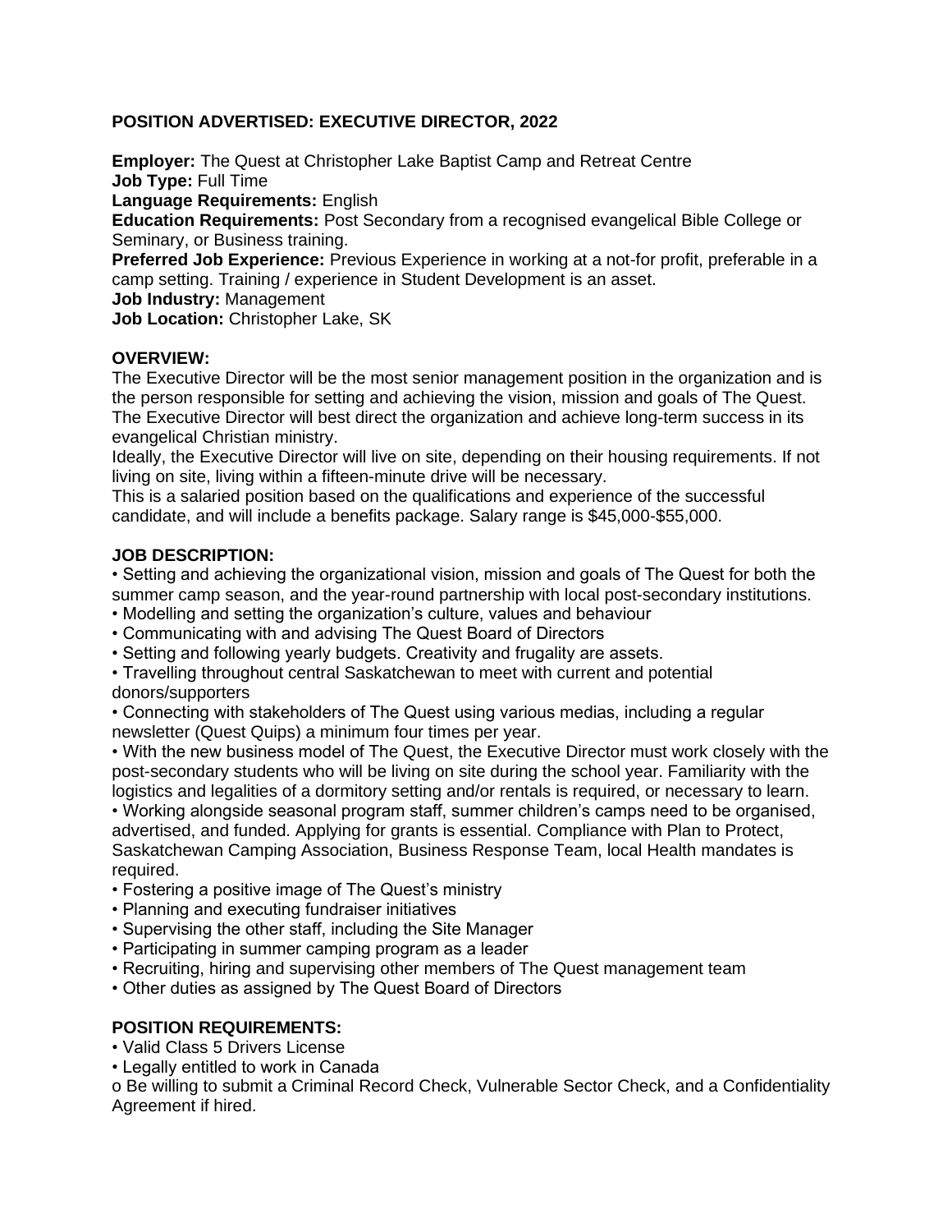**POSITION ADVERTISED: EXECUTIVE DIRECTOR, 2022**

**Employer:** The Quest at Christopher Lake Baptist Camp and Retreat Centre
**Job Type:** Full Time
**Language Requirements:** English
**Education Requirements:** Post Secondary from a recognised evangelical Bible College or Seminary, or Business training.
**Preferred Job Experience:** Previous Experience in working at a not-for profit, preferable in a camp setting. Training / experience in Student Development is an asset.
**Job Industry:** Management
**Job Location:** Christopher Lake, SK

**OVERVIEW:**
The Executive Director will be the most senior management position in the organization and is the person responsible for setting and achieving the vision, mission and goals of The Quest. The Executive Director will best direct the organization and achieve long-term success in its evangelical Christian ministry.
Ideally, the Executive Director will live on site, depending on their housing requirements. If not living on site, living within a fifteen-minute drive will be necessary.
This is a salaried position based on the qualifications and experience of the successful candidate, and will include a benefits package. Salary range is $45,000-$55,000.

**JOB DESCRIPTION:**
- Setting and achieving the organizational vision, mission and goals of The Quest for both the summer camp season, and the year-round partnership with local post-secondary institutions.
- Modelling and setting the organization's culture, values and behaviour
- Communicating with and advising The Quest Board of Directors
- Setting and following yearly budgets. Creativity and frugality are assets.
- Travelling throughout central Saskatchewan to meet with current and potential donors/supporters
- Connecting with stakeholders of The Quest using various medias, including a regular newsletter (Quest Quips) a minimum four times per year.
- With the new business model of The Quest, the Executive Director must work closely with the post-secondary students who will be living on site during the school year. Familiarity with the logistics and legalities of a dormitory setting and/or rentals is required, or necessary to learn.
- Working alongside seasonal program staff, summer children's camps need to be organised, advertised, and funded. Applying for grants is essential. Compliance with Plan to Protect, Saskatchewan Camping Association, Business Response Team, local Health mandates is required.
- Fostering a positive image of The Quest's ministry
- Planning and executing fundraiser initiatives
- Supervising the other staff, including the Site Manager
- Participating in summer camping program as a leader
- Recruiting, hiring and supervising other members of The Quest management team
- Other duties as assigned by The Quest Board of Directors

**POSITION REQUIREMENTS:**
- Valid Class 5 Drivers License
- Legally entitled to work in Canada
  - Be willing to submit a Criminal Record Check, Vulnerable Sector Check, and a Confidentiality Agreement if hired.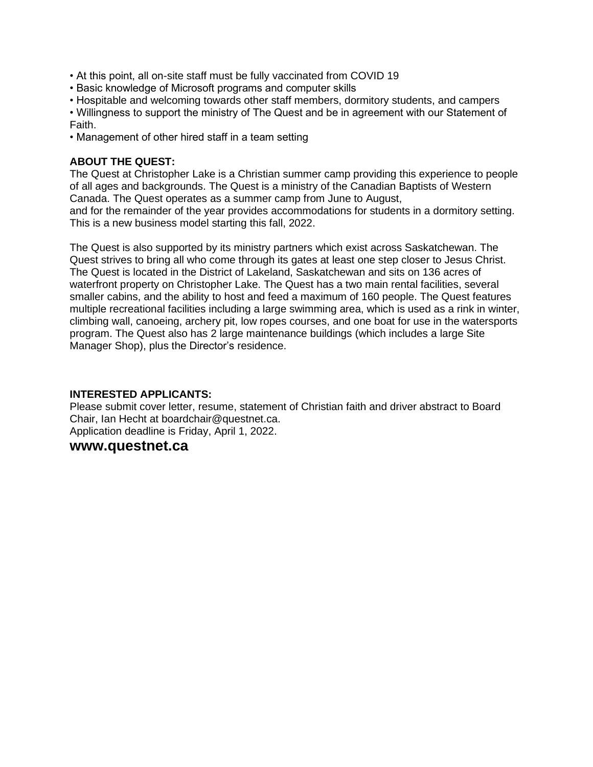- At this point, all on-site staff must be fully vaccinated from COVID 19
- Basic knowledge of Microsoft programs and computer skills
- Hospitable and welcoming towards other staff members, dormitory students, and campers
- Willingness to support the ministry of The Quest and be in agreement with our Statement of Faith.
- Management of other hired staff in a team setting

**ABOUT THE QUEST:**

The Quest at Christopher Lake is a Christian summer camp providing this experience to people of all ages and backgrounds. The Quest is a ministry of the Canadian Baptists of Western Canada. The Quest operates as a summer camp from June to August,
and for the remainder of the year provides accommodations for students in a dormitory setting. This is a new business model starting this fall, 2022.

The Quest is also supported by its ministry partners which exist across Saskatchewan. The Quest strives to bring all who come through its gates at least one step closer to Jesus Christ. The Quest is located in the District of Lakeland, Saskatchewan and sits on 136 acres of waterfront property on Christopher Lake. The Quest has a two main rental facilities, several smaller cabins, and the ability to host and feed a maximum of 160 people. The Quest features multiple recreational facilities including a large swimming area, which is used as a rink in winter, climbing wall, canoeing, archery pit, low ropes courses, and one boat for use in the watersports program. The Quest also has 2 large maintenance buildings (which includes a large Site Manager Shop), plus the Director's residence.

**INTERESTED APPLICANTS:**

Please submit cover letter, resume, statement of Christian faith and driver abstract to Board Chair, Ian Hecht at boardchair@questnet.ca.
Application deadline is Friday, April 1, 2022.

**www.questnet.ca**